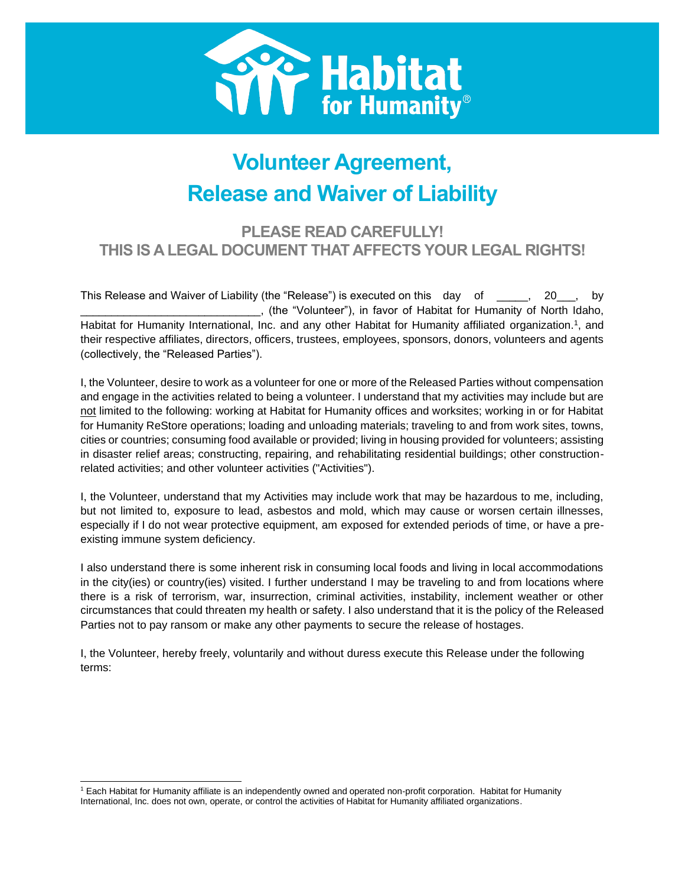# Volunteer Agreement, Release and Waiver of Liability

## PLEASE READ CAREFULLY! THIS IS A LEGAL DOCUMENT THAT AFFECTS YOUR LEGAL RIGHTS!

This Release and Waiver of Liability (the "Release") is executed on this day of _____, 20___, by ____________________________, (the "Volunteer"), in favor of Habitat for Humanity of North Idaho, Habitat for Humanity International, Inc. and any other Habitat for Humanity affiliated organization.[1], and their respective affiliates, directors, officers, trustees, employees, sponsors, donors, volunteers and agents (collectively, the "Released Parties").

I, the Volunteer, desire to work as a volunteer for one or more of the Released Parties without compensation and engage in the activities related to being a volunteer. I understand that my activities may include but are not limited to the following: working at Habitat for Humanity offices and worksites; working in or for Habitat for Humanity ReStore operations; loading and unloading materials; traveling to and from work sites, towns, cities or countries; consuming food available or provided; living in housing provided for volunteers; assisting in disaster relief areas; constructing, repairing, and rehabilitating residential buildings; other construction-related activities; and other volunteer activities ("Activities").

I, the Volunteer, understand that my Activities may include work that may be hazardous to me, including, but not limited to, exposure to lead, asbestos and mold, which may cause or worsen certain illnesses, especially if I do not wear protective equipment, am exposed for extended periods of time, or have a pre-existing immune system deficiency.

I also understand there is some inherent risk in consuming local foods and living in local accommodations in the city(ies) or country(ies) visited. I further understand I may be traveling to and from locations where there is a risk of terrorism, war, insurrection, criminal activities, instability, inclement weather or other circumstances that could threaten my health or safety. I also understand that it is the policy of the Released Parties not to pay ransom or make any other payments to secure the release of hostages.

I, the Volunteer, hereby freely, voluntarily and without duress execute this Release under the following terms:

---

[1] Each Habitat for Humanity affiliate is an independently owned and operated non-profit corporation. Habitat for Humanity International, Inc. does not own, operate, or control the activities of Habitat for Humanity affiliated organizations.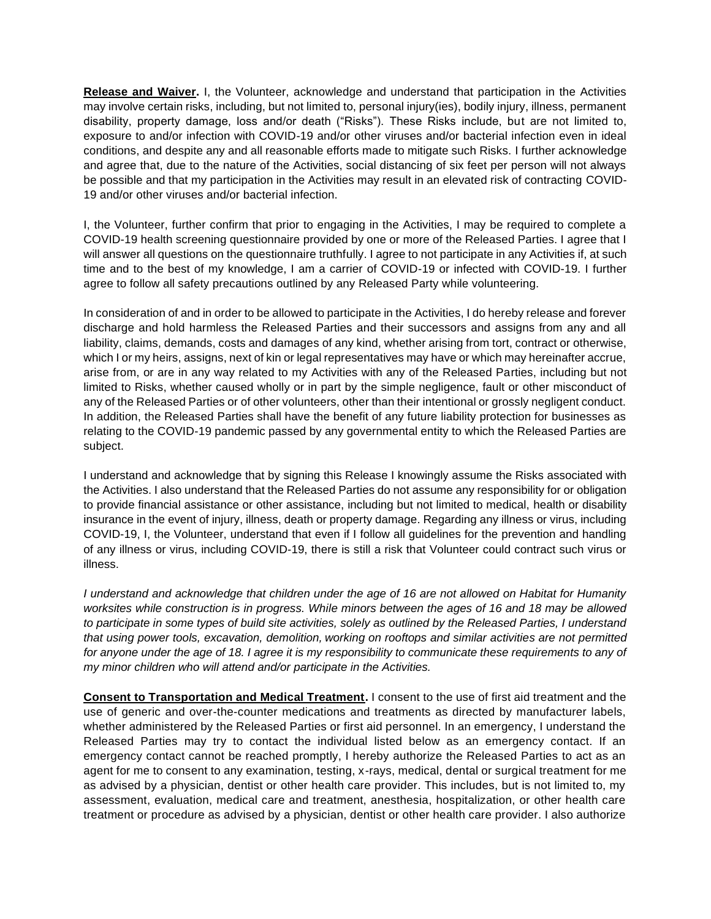**Release and Waiver.** I, the Volunteer, acknowledge and understand that participation in the Activities may involve certain risks, including, but not limited to, personal injury(ies), bodily injury, illness, permanent disability, property damage, loss and/or death ("Risks"). These Risks include, but are not limited to, exposure to and/or infection with COVID-19 and/or other viruses and/or bacterial infection even in ideal conditions, and despite any and all reasonable efforts made to mitigate such Risks. I further acknowledge and agree that, due to the nature of the Activities, social distancing of six feet per person will not always be possible and that my participation in the Activities may result in an elevated risk of contracting COVID-19 and/or other viruses and/or bacterial infection.

I, the Volunteer, further confirm that prior to engaging in the Activities, I may be required to complete a COVID-19 health screening questionnaire provided by one or more of the Released Parties. I agree that I will answer all questions on the questionnaire truthfully. I agree to not participate in any Activities if, at such time and to the best of my knowledge, I am a carrier of COVID-19 or infected with COVID-19. I further agree to follow all safety precautions outlined by any Released Party while volunteering.

In consideration of and in order to be allowed to participate in the Activities, I do hereby release and forever discharge and hold harmless the Released Parties and their successors and assigns from any and all liability, claims, demands, costs and damages of any kind, whether arising from tort, contract or otherwise, which I or my heirs, assigns, next of kin or legal representatives may have or which may hereinafter accrue, arise from, or are in any way related to my Activities with any of the Released Parties, including but not limited to Risks, whether caused wholly or in part by the simple negligence, fault or other misconduct of any of the Released Parties or of other volunteers, other than their intentional or grossly negligent conduct. In addition, the Released Parties shall have the benefit of any future liability protection for businesses as relating to the COVID-19 pandemic passed by any governmental entity to which the Released Parties are subject.

I understand and acknowledge that by signing this Release I knowingly assume the Risks associated with the Activities. I also understand that the Released Parties do not assume any responsibility for or obligation to provide financial assistance or other assistance, including but not limited to medical, health or disability insurance in the event of injury, illness, death or property damage. Regarding any illness or virus, including COVID-19, I, the Volunteer, understand that even if I follow all guidelines for the prevention and handling of any illness or virus, including COVID-19, there is still a risk that Volunteer could contract such virus or illness.

*I understand and acknowledge that children under the age of 16 are not allowed on Habitat for Humanity worksites while construction is in progress. While minors between the ages of 16 and 18 may be allowed to participate in some types of build site activities, solely as outlined by the Released Parties, I understand that using power tools, excavation, demolition, working on rooftops and similar activities are not permitted for anyone under the age of 18. I agree it is my responsibility to communicate these requirements to any of my minor children who will attend and/or participate in the Activities.*

**Consent to Transportation and Medical Treatment.** I consent to the use of first aid treatment and the use of generic and over-the-counter medications and treatments as directed by manufacturer labels, whether administered by the Released Parties or first aid personnel. In an emergency, I understand the Released Parties may try to contact the individual listed below as an emergency contact. If an emergency contact cannot be reached promptly, I hereby authorize the Released Parties to act as an agent for me to consent to any examination, testing, x-rays, medical, dental or surgical treatment for me as advised by a physician, dentist or other health care provider. This includes, but is not limited to, my assessment, evaluation, medical care and treatment, anesthesia, hospitalization, or other health care treatment or procedure as advised by a physician, dentist or other health care provider. I also authorize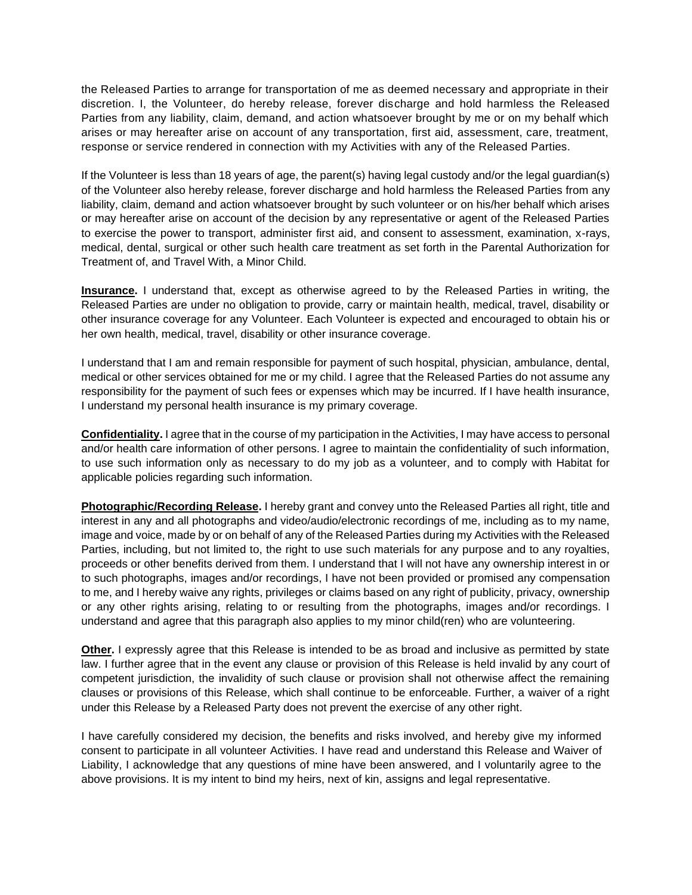the Released Parties to arrange for transportation of me as deemed necessary and appropriate in their discretion. I, the Volunteer, do hereby release, forever discharge and hold harmless the Released Parties from any liability, claim, demand, and action whatsoever brought by me or on my behalf which arises or may hereafter arise on account of any transportation, first aid, assessment, care, treatment, response or service rendered in connection with my Activities with any of the Released Parties.

If the Volunteer is less than 18 years of age, the parent(s) having legal custody and/or the legal guardian(s) of the Volunteer also hereby release, forever discharge and hold harmless the Released Parties from any liability, claim, demand and action whatsoever brought by such volunteer or on his/her behalf which arises or may hereafter arise on account of the decision by any representative or agent of the Released Parties to exercise the power to transport, administer first aid, and consent to assessment, examination, x-rays, medical, dental, surgical or other such health care treatment as set forth in the Parental Authorization for Treatment of, and Travel With, a Minor Child.

**Insurance.** I understand that, except as otherwise agreed to by the Released Parties in writing, the Released Parties are under no obligation to provide, carry or maintain health, medical, travel, disability or other insurance coverage for any Volunteer. Each Volunteer is expected and encouraged to obtain his or her own health, medical, travel, disability or other insurance coverage.

I understand that I am and remain responsible for payment of such hospital, physician, ambulance, dental, medical or other services obtained for me or my child. I agree that the Released Parties do not assume any responsibility for the payment of such fees or expenses which may be incurred. If I have health insurance, I understand my personal health insurance is my primary coverage.

**Confidentiality.** I agree that in the course of my participation in the Activities, I may have access to personal and/or health care information of other persons. I agree to maintain the confidentiality of such information, to use such information only as necessary to do my job as a volunteer, and to comply with Habitat for applicable policies regarding such information.

**Photographic/Recording Release.** I hereby grant and convey unto the Released Parties all right, title and interest in any and all photographs and video/audio/electronic recordings of me, including as to my name, image and voice, made by or on behalf of any of the Released Parties during my Activities with the Released Parties, including, but not limited to, the right to use such materials for any purpose and to any royalties, proceeds or other benefits derived from them. I understand that I will not have any ownership interest in or to such photographs, images and/or recordings, I have not been provided or promised any compensation to me, and I hereby waive any rights, privileges or claims based on any right of publicity, privacy, ownership or any other rights arising, relating to or resulting from the photographs, images and/or recordings. I understand and agree that this paragraph also applies to my minor child(ren) who are volunteering.

**Other.** I expressly agree that this Release is intended to be as broad and inclusive as permitted by state law. I further agree that in the event any clause or provision of this Release is held invalid by any court of competent jurisdiction, the invalidity of such clause or provision shall not otherwise affect the remaining clauses or provisions of this Release, which shall continue to be enforceable. Further, a waiver of a right under this Release by a Released Party does not prevent the exercise of any other right.

I have carefully considered my decision, the benefits and risks involved, and hereby give my informed consent to participate in all volunteer Activities. I have read and understand this Release and Waiver of Liability, I acknowledge that any questions of mine have been answered, and I voluntarily agree to the above provisions. It is my intent to bind my heirs, next of kin, assigns and legal representative.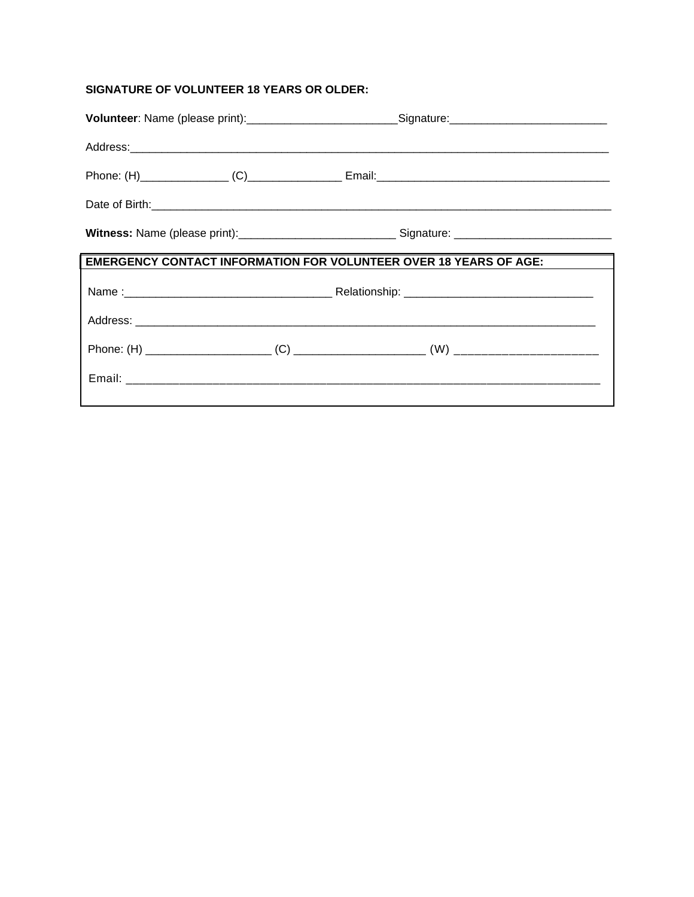**SIGNATURE OF VOLUNTEER 18 YEARS OR OLDER:**

**Volunteer**: Name (please print):________________________Signature:_________________________

Address:_________________________________________________________________________________

Phone: (H)______________ (C)_______________ Email:______________________________________

Date of Birth:_____________________________________________________________________________

**Witness:** Name (please print):_________________________ Signature: _________________________

**EMERGENCY CONTACT INFORMATION FOR VOLUNTEER OVER 18 YEARS OF AGE:**

Name :_________________________________ Relationship: ______________________________

Address: _________________________________________________________________________

Phone: (H) ___________________ (C) ____________________ (W) ______________________

Email: ____________________________________________________________________________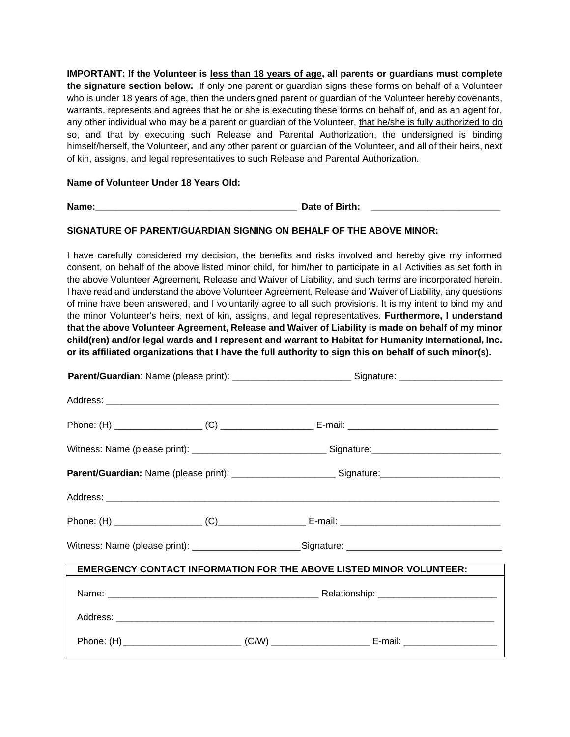**IMPORTANT: If the Volunteer is <u>less than 18 years of age</u>, all parents or guardians must complete the signature section below.** If only one parent or guardian signs these forms on behalf of a Volunteer who is under 18 years of age, then the undersigned parent or guardian of the Volunteer hereby covenants, warrants, represents and agrees that he or she is executing these forms on behalf of, and as an agent for, any other individual who may be a parent or guardian of the Volunteer, <u>that he/she is fully authorized to do so</u>, and that by executing such Release and Parental Authorization, the undersigned is binding himself/herself, the Volunteer, and any other parent or guardian of the Volunteer, and all of their heirs, next of kin, assigns, and legal representatives to such Release and Parental Authorization.

**Name of Volunteer Under 18 Years Old:**

**Name:**_______________________________________ **Date of Birth:** _________________________

**SIGNATURE OF PARENT/GUARDIAN SIGNING ON BEHALF OF THE ABOVE MINOR:**

I have carefully considered my decision, the benefits and risks involved and hereby give my informed consent, on behalf of the above listed minor child, for him/her to participate in all Activities as set forth in the above Volunteer Agreement, Release and Waiver of Liability, and such terms are incorporated herein. I have read and understand the above Volunteer Agreement, Release and Waiver of Liability, any questions of mine have been answered, and I voluntarily agree to all such provisions. It is my intent to bind my and the minor Volunteer's heirs, next of kin, assigns, and legal representatives. **Furthermore, I understand that the above Volunteer Agreement, Release and Waiver of Liability is made on behalf of my minor child(ren) and/or legal wards and I represent and warrant to Habitat for Humanity International, Inc. or its affiliated organizations that I have the full authority to sign this on behalf of such minor(s).**

**Parent/Guardian**: Name (please print): _______________________ Signature: ____________________

Address: ____________________________________________________________________________

Phone: (H) _________________ (C) __________________ E-mail: _____________________________

Witness: Name (please print): __________________________ Signature:_________________________

**Parent/Guardian:** Name (please print): ____________________ Signature:_______________________

Address: ____________________________________________________________________________

Phone: (H) _________________ (C)_________________ E-mail: _______________________________

Witness: Name (please print): _____________________Signature: ______________________________

**EMERGENCY CONTACT INFORMATION FOR THE ABOVE LISTED MINOR VOLUNTEER:**

Name: _________________________________________ Relationship: _______________________

Address: ___________________________________________________________________________

Phone: (H) _______________________ (C/W) ___________________ E-mail: __________________